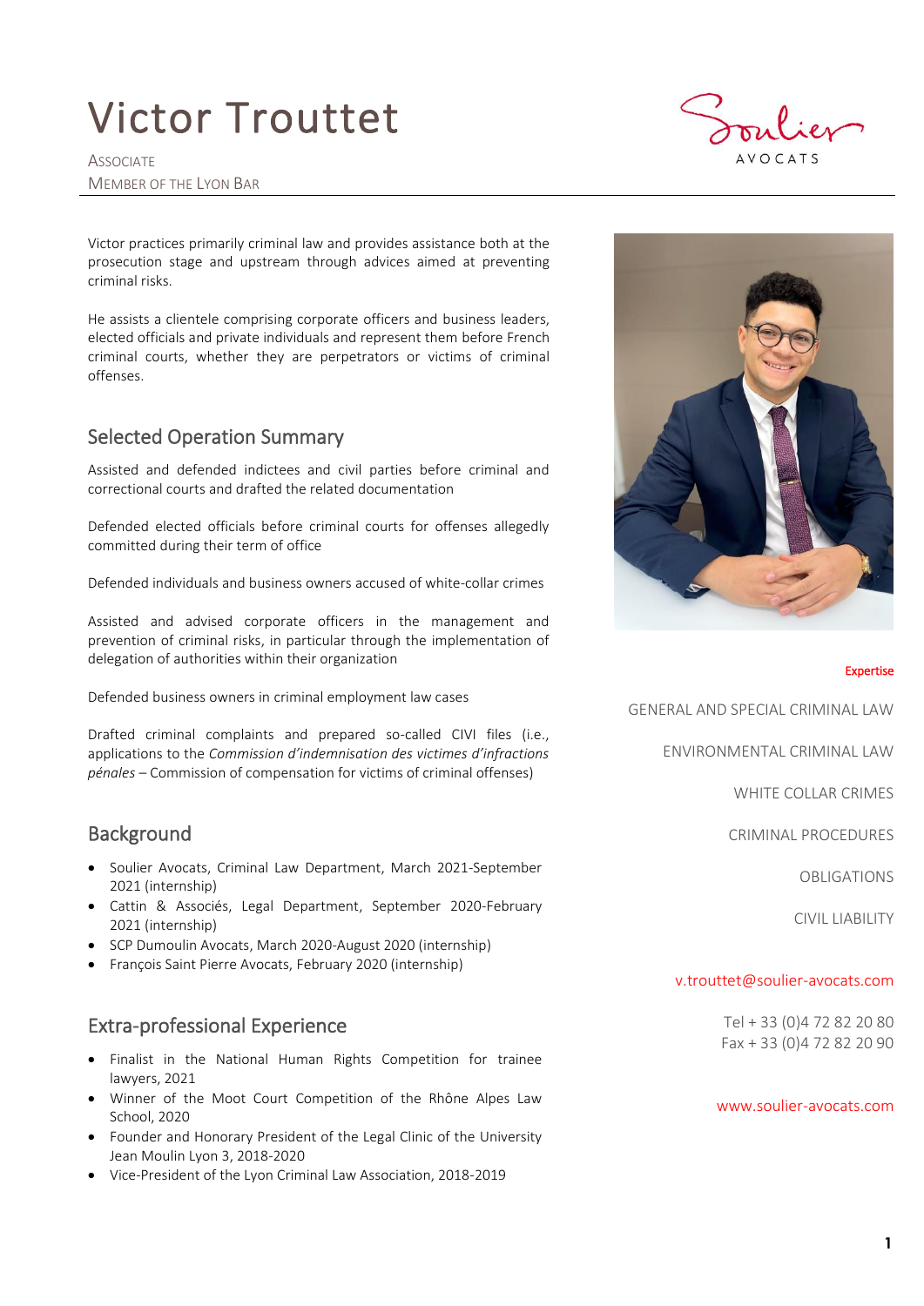# Victor Trouttet

ASSOCIATE
MEMBER OF THE LYON BAR

Victor practices primarily criminal law and provides assistance both at the prosecution stage and upstream through advices aimed at preventing criminal risks.

He assists a clientele comprising corporate officers and business leaders, elected officials and private individuals and represent them before French criminal courts, whether they are perpetrators or victims of criminal offenses.

## Selected Operation Summary

Assisted and defended indictees and civil parties before criminal and correctional courts and drafted the related documentation

Defended elected officials before criminal courts for offenses allegedly committed during their term of office

Defended individuals and business owners accused of white-collar crimes

Assisted and advised corporate officers in the management and prevention of criminal risks, in particular through the implementation of delegation of authorities within their organization

Defended business owners in criminal employment law cases

Drafted criminal complaints and prepared so-called CIVI files (i.e., applications to the *Commission d'indemnisation des victimes d'infractions pénales* – Commission of compensation for victims of criminal offenses)

## Background

- Soulier Avocats, Criminal Law Department, March 2021-September 2021 (internship)
- Cattin & Associés, Legal Department, September 2020-February 2021 (internship)
- SCP Dumoulin Avocats, March 2020-August 2020 (internship)
- François Saint Pierre Avocats, February 2020 (internship)

## Extra-professional Experience

- Finalist in the National Human Rights Competition for trainee lawyers, 2021
- Winner of the Moot Court Competition of the Rhône Alpes Law School, 2020
- Founder and Honorary President of the Legal Clinic of the University Jean Moulin Lyon 3, 2018-2020
- Vice-President of the Lyon Criminal Law Association, 2018-2019

### Expertise

GENERAL AND SPECIAL CRIMINAL LAW

ENVIRONMENTAL CRIMINAL LAW

WHITE COLLAR CRIMES

CRIMINAL PROCEDURES

OBLIGATIONS

CIVIL LIABILITY

v.trouttet@soulier-avocats.com

Tel + 33 (0)4 72 82 20 80
Fax + 33 (0)4 72 82 20 90

www.soulier-avocats.com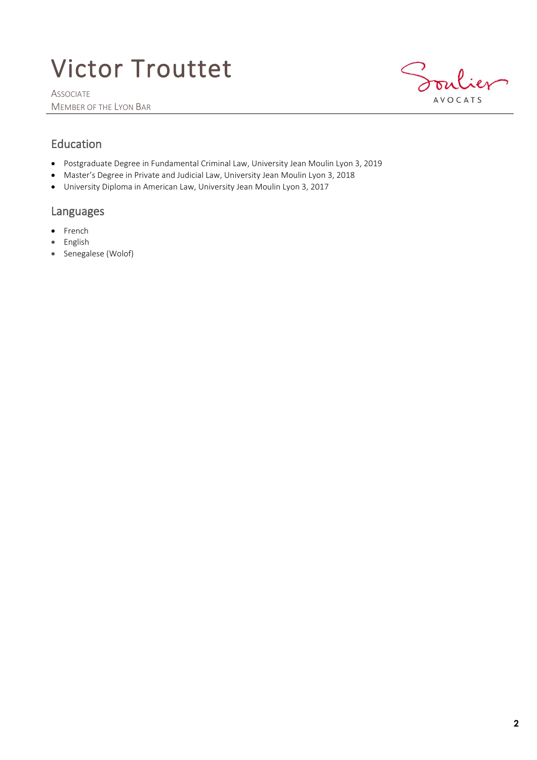# Victor Trouttet

ASSOCIATE
MEMBER OF THE LYON BAR

## Education

- Postgraduate Degree in Fundamental Criminal Law, University Jean Moulin Lyon 3, 2019
- Master's Degree in Private and Judicial Law, University Jean Moulin Lyon 3, 2018
- University Diploma in American Law, University Jean Moulin Lyon 3, 2017

## Languages

- French
- English
- Senegalese (Wolof)